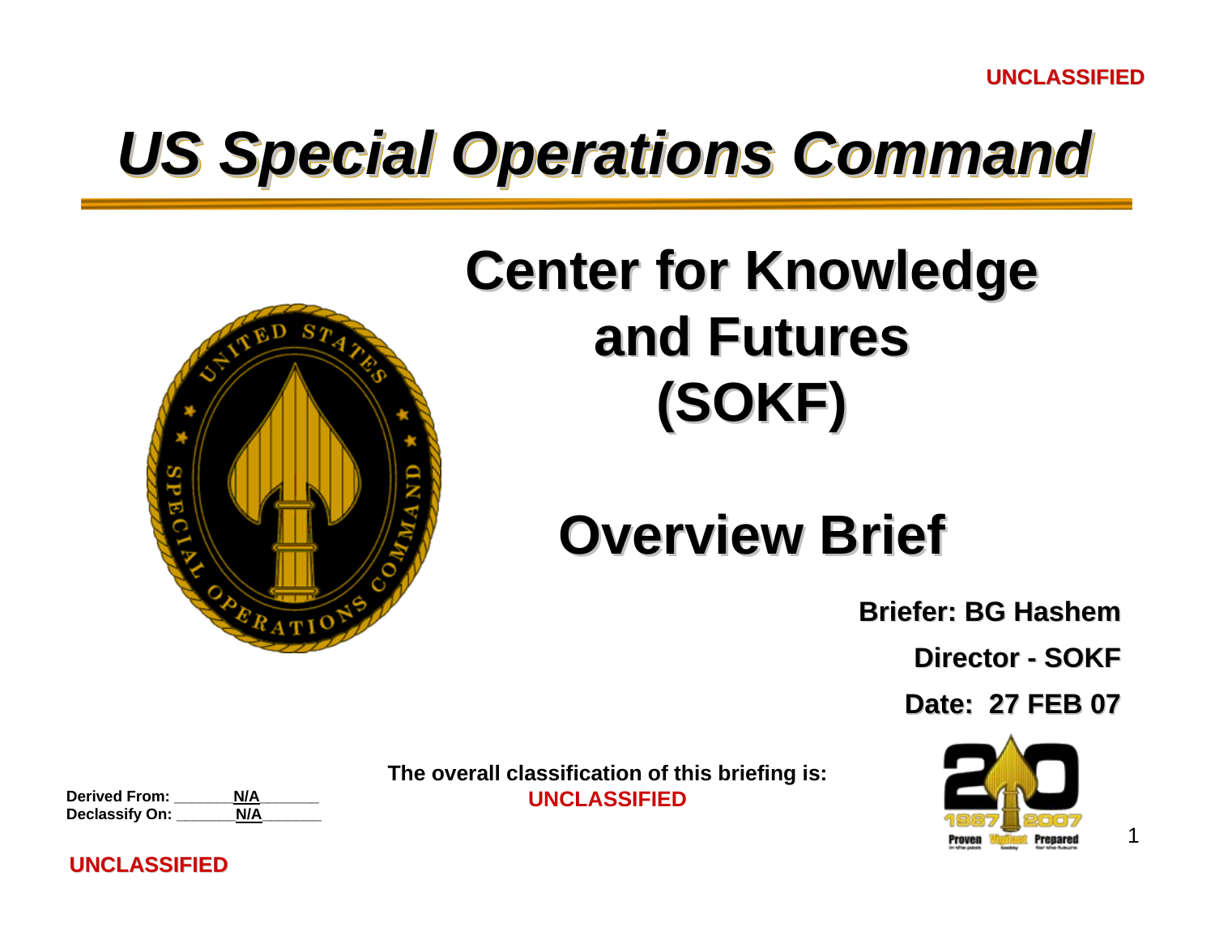UNCLASSIFIED

# US Special Operations Command

## Center for Knowledge and Futures (SOKF)

## Overview Brief

**Briefer: BG Hashem**

**Director - SOKF**

**Date: 27 FEB 07**

**Derived From: N/A**
**Declassify On: N/A**

**The overall classification of this briefing is: UNCLASSIFIED**

UNCLASSIFIED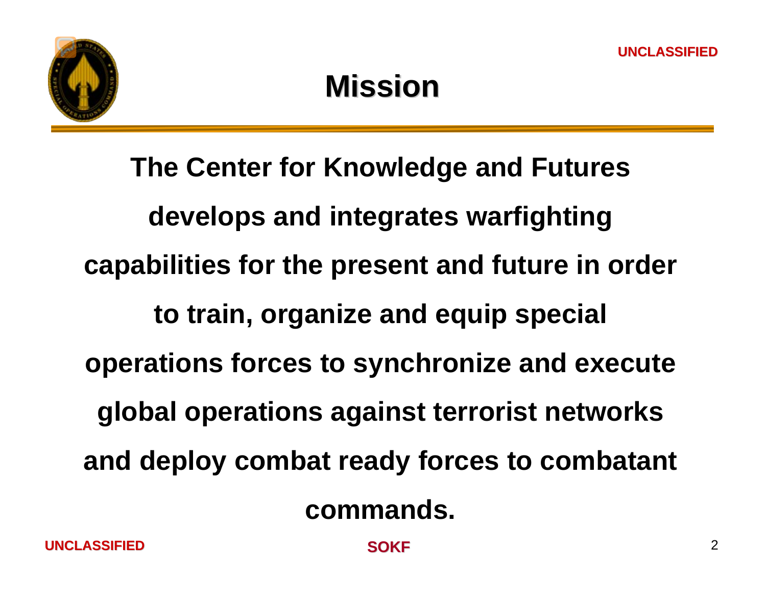# Mission

**The Center for Knowledge and Futures develops and integrates warfighting capabilities for the present and future in order to train, organize and equip special operations forces to synchronize and execute global operations against terrorist networks and deploy combat ready forces to combatant commands.**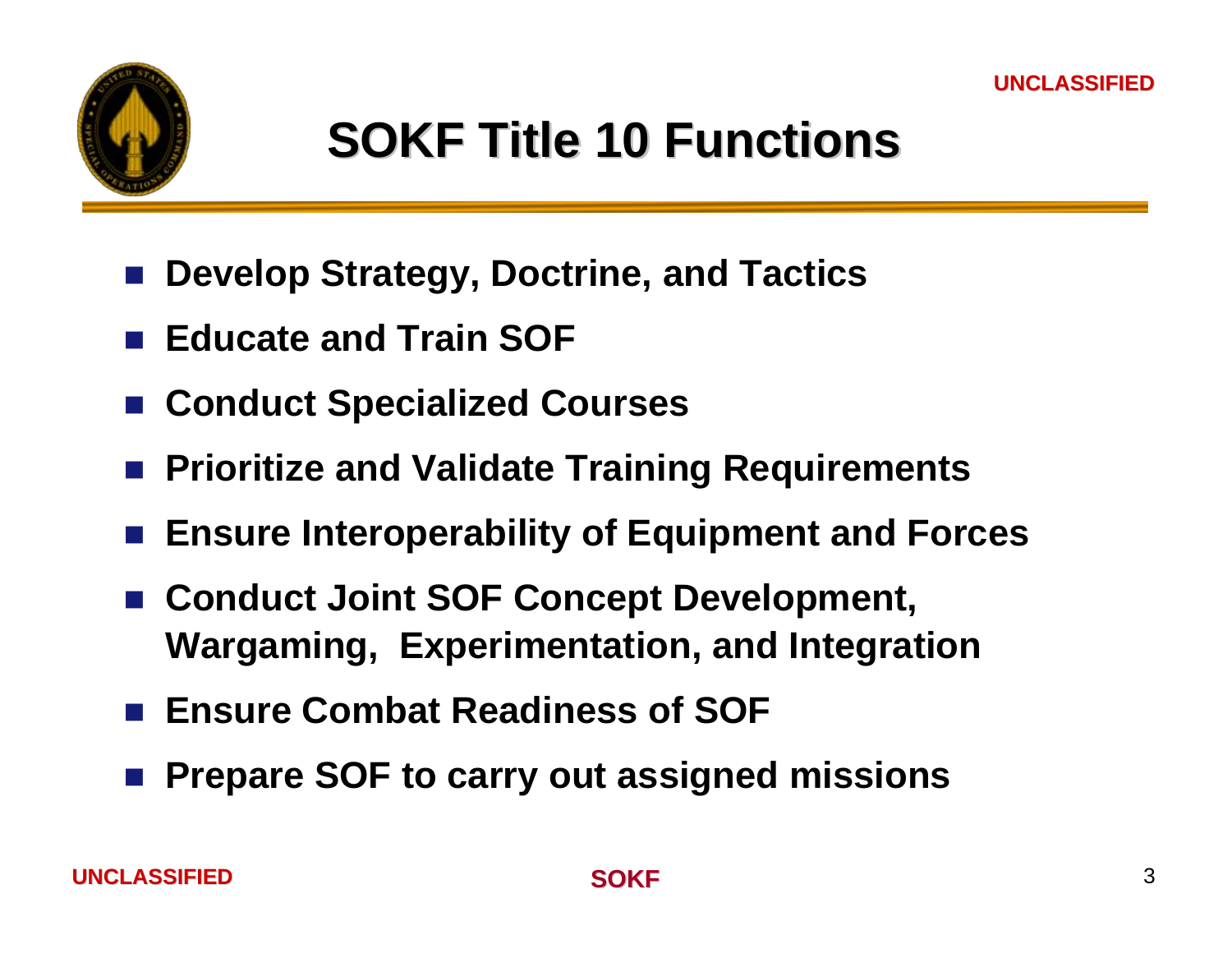# SOKF Title 10 Functions

- Develop Strategy, Doctrine, and Tactics
- Educate and Train SOF
- Conduct Specialized Courses
- Prioritize and Validate Training Requirements
- Ensure Interoperability of Equipment and Forces
- Conduct Joint SOF Concept Development, Wargaming, Experimentation, and Integration
- Ensure Combat Readiness of SOF
- Prepare SOF to carry out assigned missions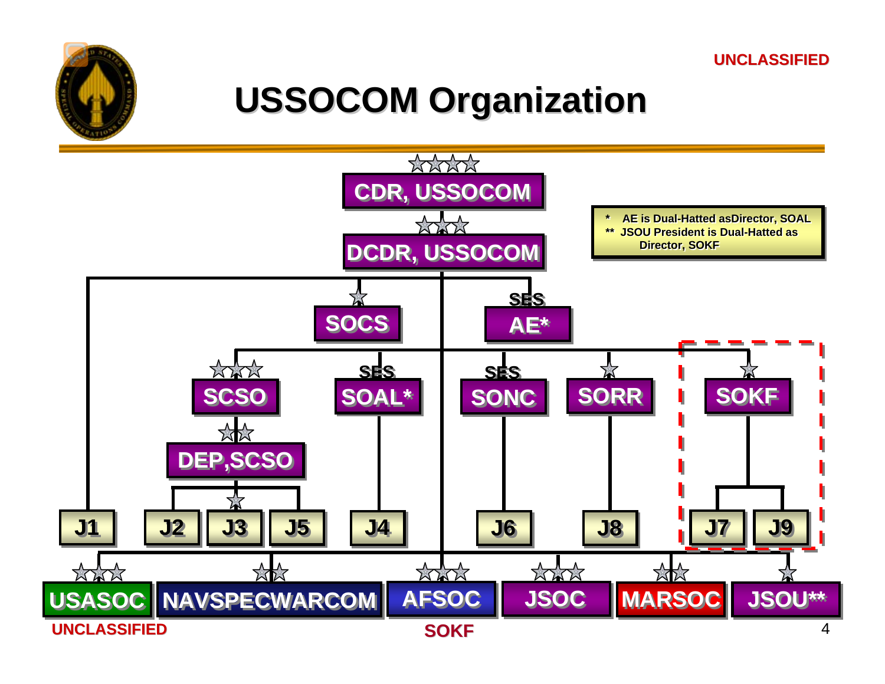UNCLASSIFIED

# USSOCOM Organization

- ☆☆☆☆ CDR, USSOCOM
  - ☆☆☆ DCDR, USSOCOM
    - J1
    - ☆ SOCS
    - SES AE*
      - ☆☆☆ SCSO
        - ☆☆ DEP,SCSO
          - J2
          - ☆ J3
          - J5
      - SES SOAL*
        - J4
      - SES SONC
        - J6
      - ☆ SORR
        - J8
      - ☆ SOKF
        - J7
        - J9
    - ☆☆☆ USASOC
    - ☆☆ NAVSPECWARCOM
    - ☆☆☆ AFSOC
    - ☆☆☆ JSOC
    - ☆☆ MARSOC
    - ☆ JSOU**

\* AE is Dual-Hatted asDirector, SOAL

** JSOU President is Dual-Hatted as Director, SOKF

UNCLASSIFIED

SOKF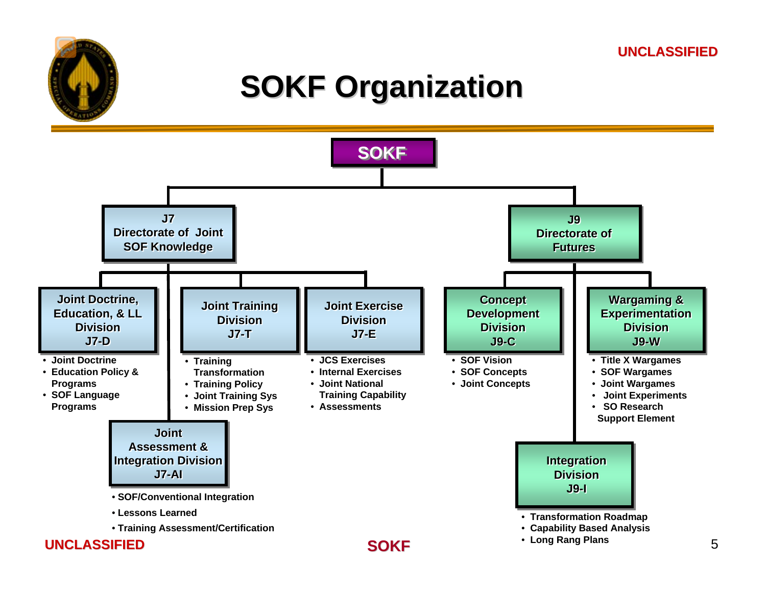UNCLASSIFIED

# SOKF Organization

**SOKF**

## J7 Directorate of Joint SOF Knowledge

### Joint Doctrine, Education, & LL Division J7-D

- Joint Doctrine
- Education Policy & Programs
- SOF Language Programs

### Joint Training Division J7-T

- Training Transformation
- Training Policy
- Joint Training Sys
- Mission Prep Sys

### Joint Exercise Division J7-E

- JCS Exercises
- Internal Exercises
- Joint National Training Capability
- Assessments

### Joint Assessment & Integration Division J7-AI

- SOF/Conventional Integration
- Lessons Learned
- Training Assessment/Certification

## J9 Directorate of Futures

### Concept Development Division J9-C

- SOF Vision
- SOF Concepts
- Joint Concepts

### Wargaming & Experimentation Division J9-W

- Title X Wargames
- SOF Wargames
- Joint Wargames
- Joint Experiments
- SO Research Support Element

### Integration Division J9-I

- Transformation Roadmap
- Capability Based Analysis
- Long Rang Plans

UNCLASSIFIED

SOKF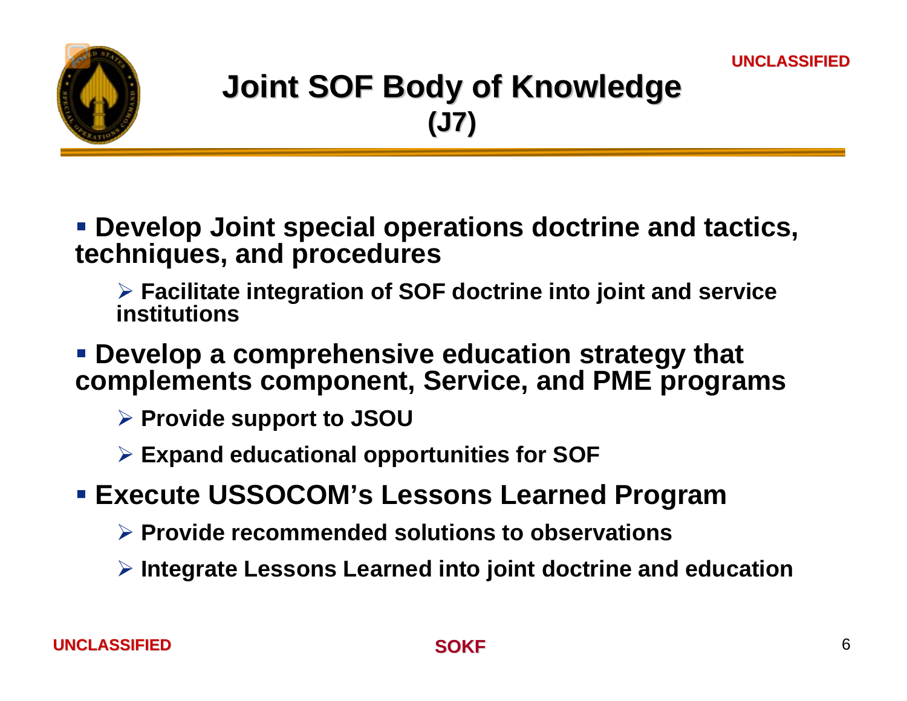# Joint SOF Body of Knowledge (J7)

- **Develop Joint special operations doctrine and tactics, techniques, and procedures**
  - **Facilitate integration of SOF doctrine into joint and service institutions**
- **Develop a comprehensive education strategy that complements component, Service, and PME programs**
  - **Provide support to JSOU**
  - **Expand educational opportunities for SOF**
- **Execute USSOCOM's Lessons Learned Program**
  - **Provide recommended solutions to observations**
  - **Integrate Lessons Learned into joint doctrine and education**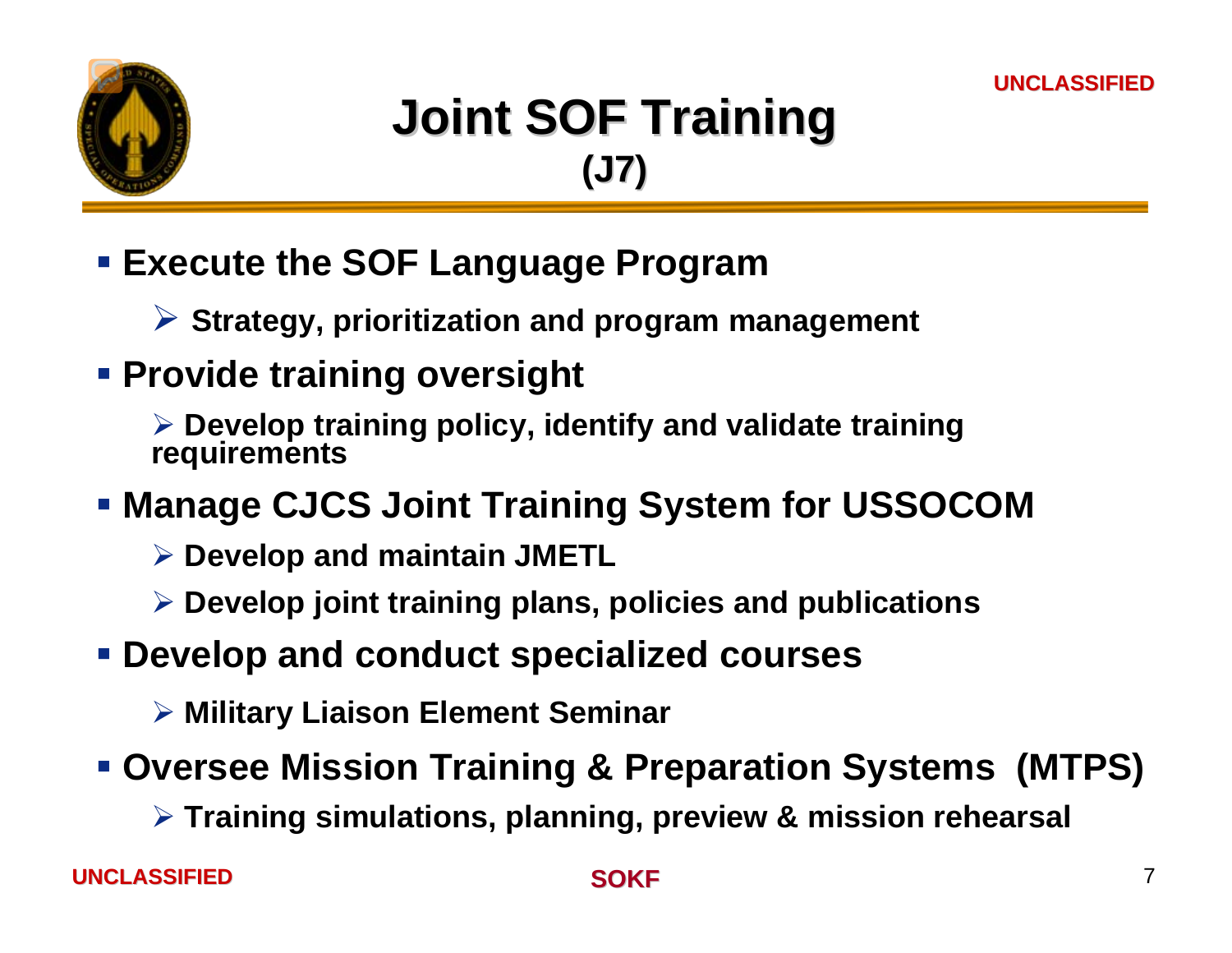# Joint SOF Training
## (J7)

- **Execute the SOF Language Program**
  - **Strategy, prioritization and program management**
- **Provide training oversight**
  - **Develop training policy, identify and validate training requirements**
- **Manage CJCS Joint Training System for USSOCOM**
  - **Develop and maintain JMETL**
  - **Develop joint training plans, policies and publications**
- **Develop and conduct specialized courses**
  - **Military Liaison Element Seminar**
- **Oversee Mission Training & Preparation Systems (MTPS)**
  - **Training simulations, planning, preview & mission rehearsal**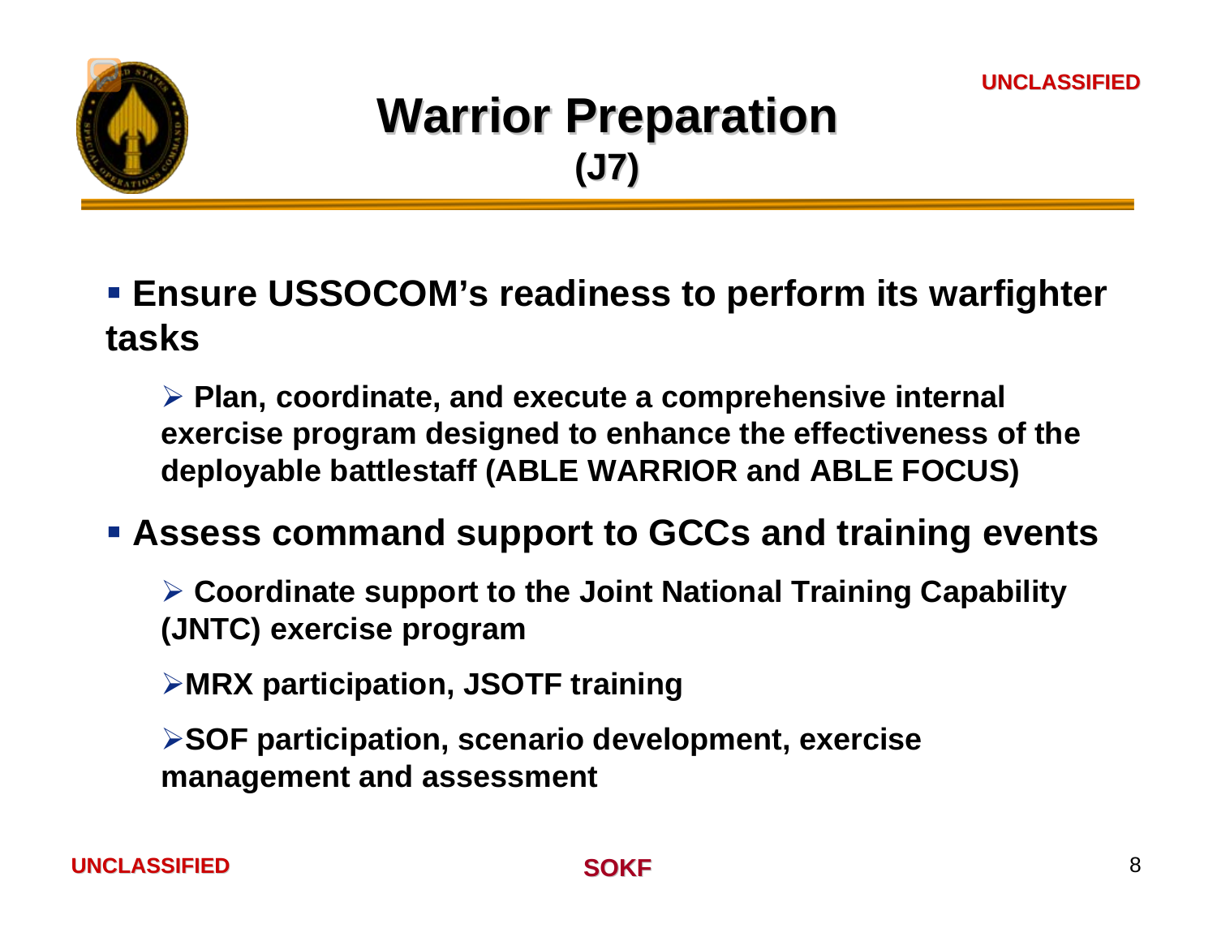# Warrior Preparation
## (J7)

- **Ensure USSOCOM's readiness to perform its warfighter tasks**
  - **Plan, coordinate, and execute a comprehensive internal exercise program designed to enhance the effectiveness of the deployable battlestaff (ABLE WARRIOR and ABLE FOCUS)**
- **Assess command support to GCCs and training events**
  - **Coordinate support to the Joint National Training Capability (JNTC) exercise program**
  - **MRX participation, JSOTF training**
  - **SOF participation, scenario development, exercise management and assessment**

UNCLASSIFIED

SOKF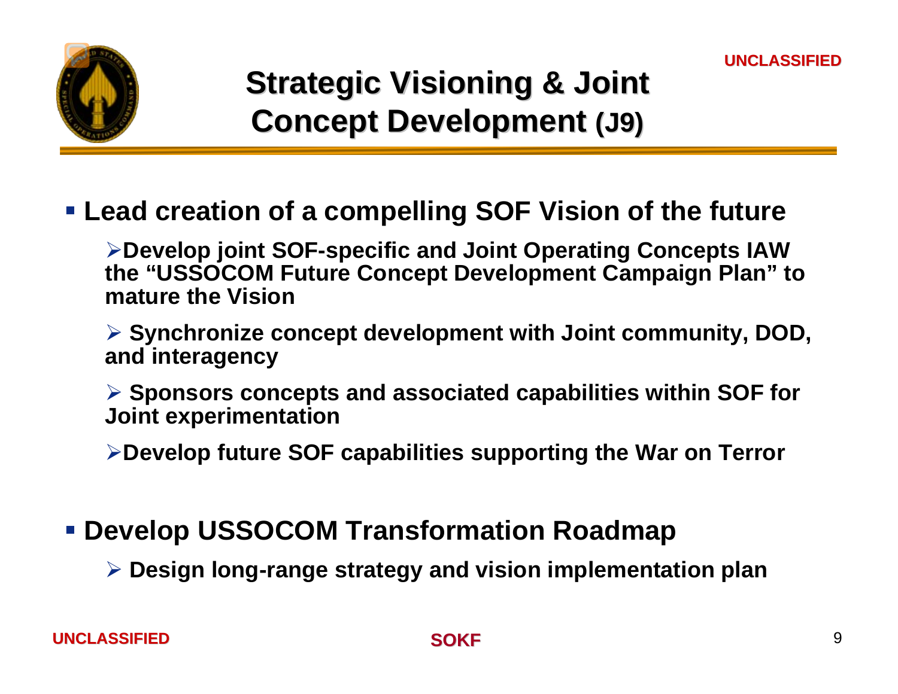# Strategic Visioning & Joint Concept Development (J9)

- **Lead creation of a compelling SOF Vision of the future**
  - **Develop joint SOF-specific and Joint Operating Concepts IAW the "USSOCOM Future Concept Development Campaign Plan" to mature the Vision**
  - **Synchronize concept development with Joint community, DOD, and interagency**
  - **Sponsors concepts and associated capabilities within SOF for Joint experimentation**
  - **Develop future SOF capabilities supporting the War on Terror**

- **Develop USSOCOM Transformation Roadmap**
  - **Design long-range strategy and vision implementation plan**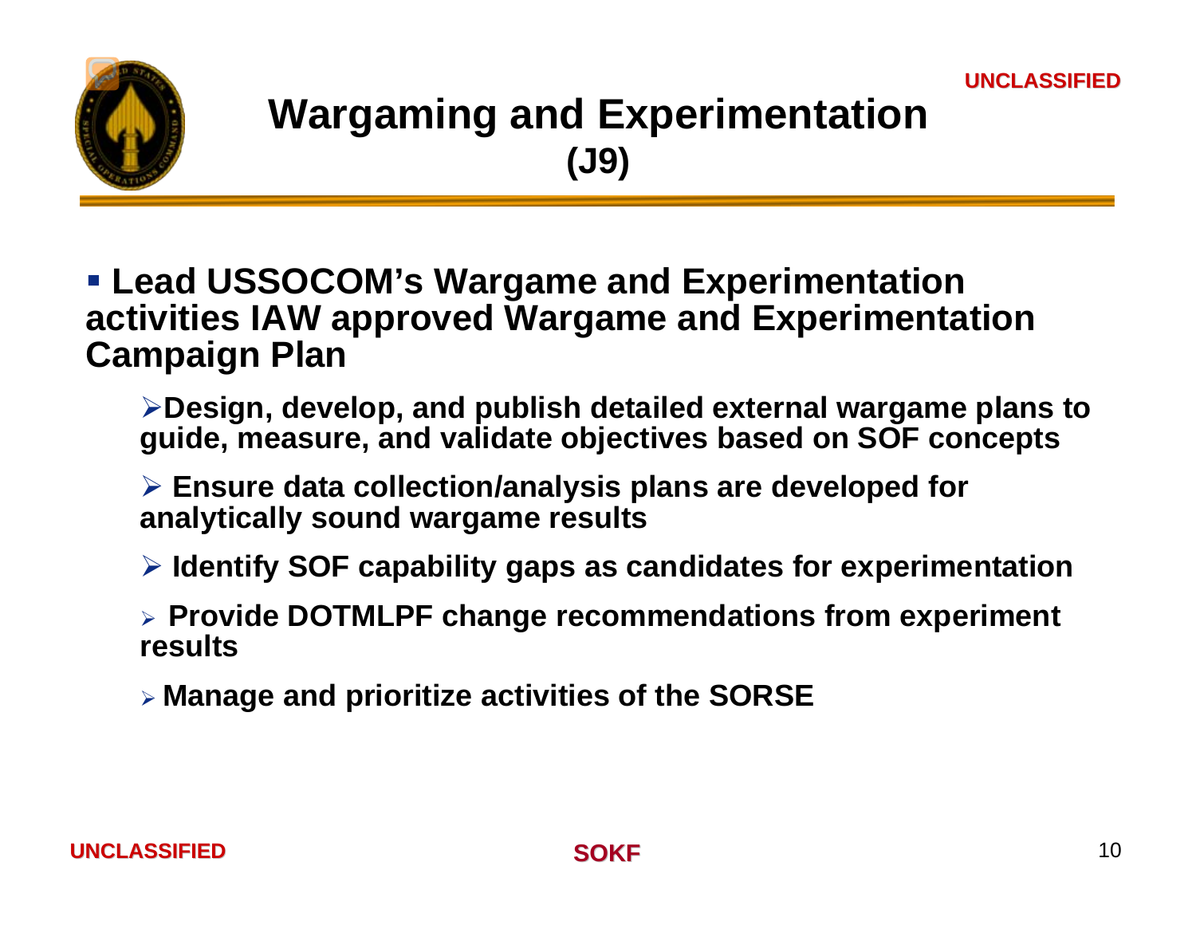# Wargaming and Experimentation (J9)

- **Lead USSOCOM's Wargame and Experimentation activities IAW approved Wargame and Experimentation Campaign Plan**
  - **Design, develop, and publish detailed external wargame plans to guide, measure, and validate objectives based on SOF concepts**
  - **Ensure data collection/analysis plans are developed for analytically sound wargame results**
  - **Identify SOF capability gaps as candidates for experimentation**
  - **Provide DOTMLPF change recommendations from experiment results**
  - **Manage and prioritize activities of the SORSE**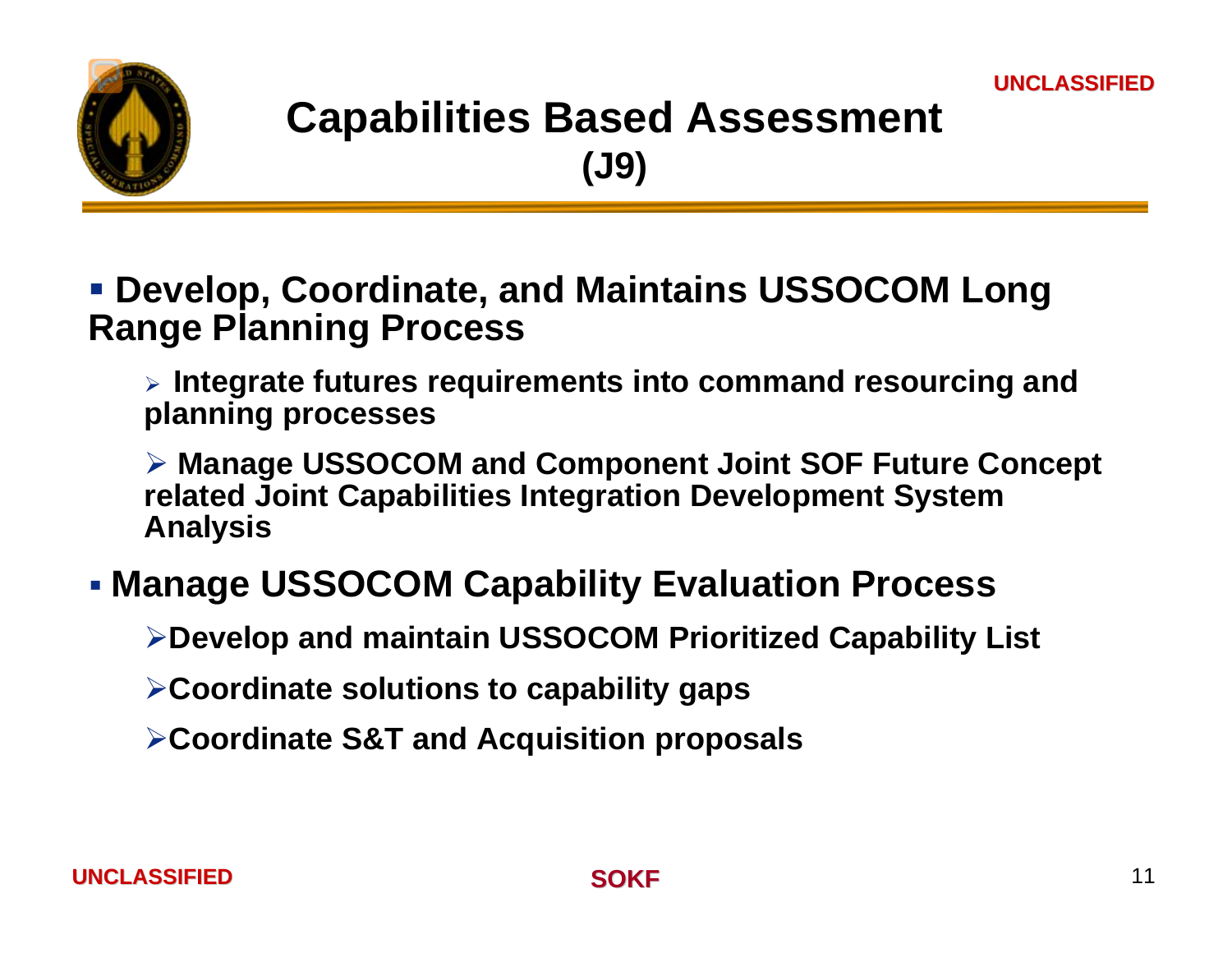# Capabilities Based Assessment (J9)

- **Develop, Coordinate, and Maintains USSOCOM Long Range Planning Process**
  - **Integrate futures requirements into command resourcing and planning processes**
  - **Manage USSOCOM and Component Joint SOF Future Concept related Joint Capabilities Integration Development System Analysis**
- **Manage USSOCOM Capability Evaluation Process**
  - **Develop and maintain USSOCOM Prioritized Capability List**
  - **Coordinate solutions to capability gaps**
  - **Coordinate S&T and Acquisition proposals**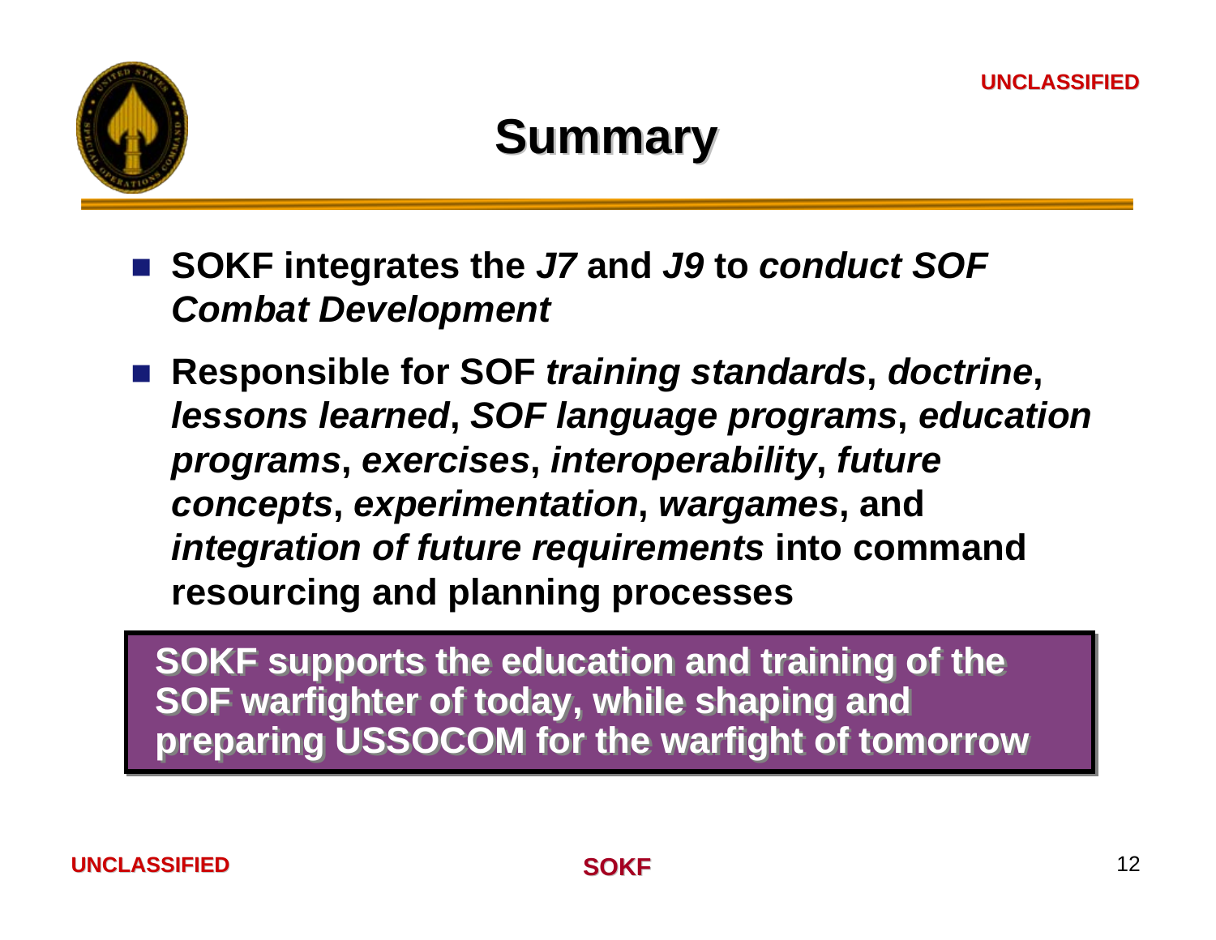# Summary

- **SOKF integrates the *J7* and *J9* to *conduct SOF Combat Development***
- **Responsible for SOF *training standards*, *doctrine*, *lessons learned*, *SOF language programs*, *education programs*, *exercises*, *interoperability*, *future concepts*, *experimentation*, *wargames*, and *integration of future requirements* into command resourcing and planning processes**

**SOKF supports the education and training of the SOF warfighter of today, while shaping and preparing USSOCOM for the warfight of tomorrow**